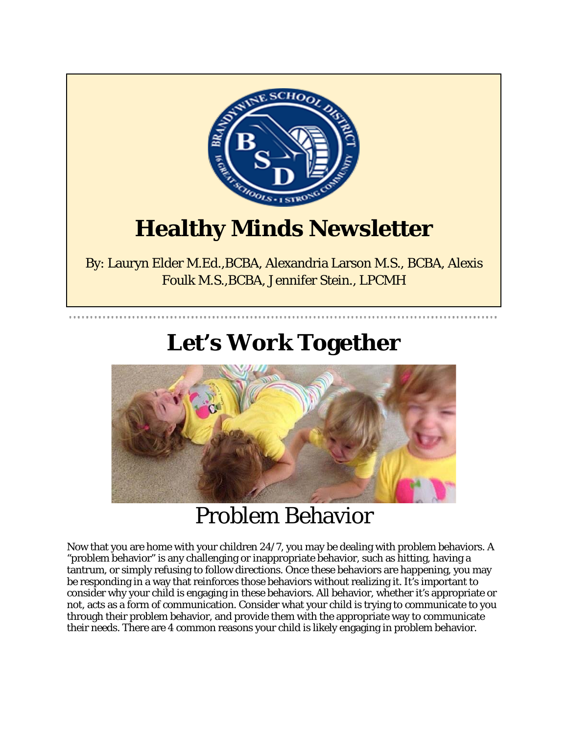# Healthy Minds Newsletter

By: Lauryn Elder M.Ed.,BCBA, Alexandria Larson M.S., BCBA, Alexis Foulk M.S.,BCBA, Jennifer Stein., LPCMH

## Let's Work Together

## Problem Behavior

Now that you are home with your children 24/7, you may be dealing with problem behaviors. A "problem behavior" is any challenging or inappropriate behavior, such as hitting, having a tantrum, or simply refusing to follow directions. Once these behaviors are happening, you may be responding in a way that reinforces those behaviors without realizing it. It's important to consider why your child is engaging in these behaviors. All behavior, whether it's appropriate or not, acts as a form of communication. Consider what your child is trying to communicate to you through their problem behavior, and provide them with the appropriate way to communicate their needs. There are 4 common reasons your child is likely engaging in problem behavior.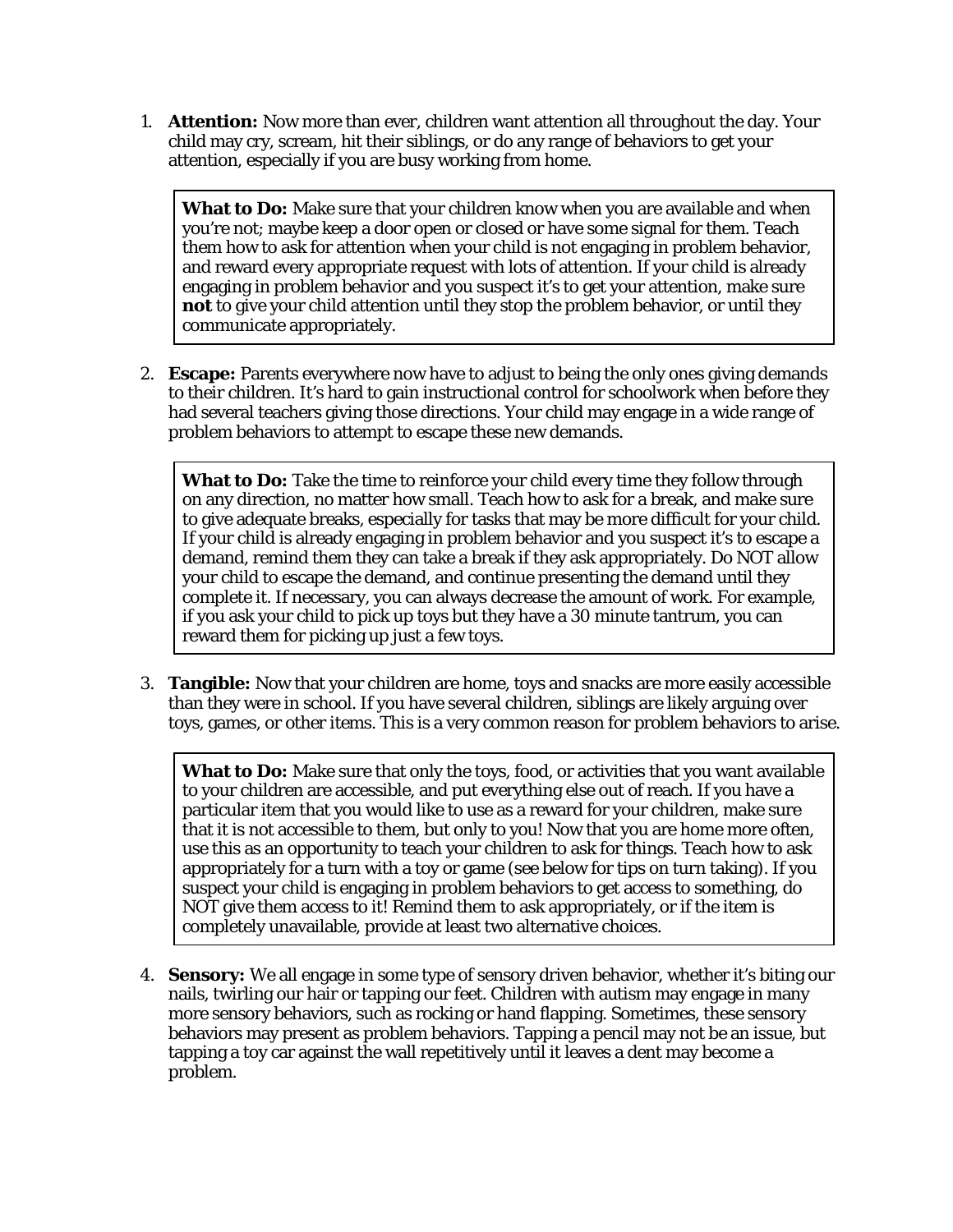1. **Attention:** Now more than ever, children want attention all throughout the day. Your child may cry, scream, hit their siblings, or do any range of behaviors to get your attention, especially if you are busy working from home.

> **What to Do:** Make sure that your children know when you are available and when you're not; maybe keep a door open or closed or have some signal for them. Teach them how to ask for attention when your child is not engaging in problem behavior, and reward every appropriate request with lots of attention. If your child is already engaging in problem behavior and you suspect it's to get your attention, make sure **not** to give your child attention until they stop the problem behavior, or until they communicate appropriately.

2. **Escape:** Parents everywhere now have to adjust to being the only ones giving demands to their children. It's hard to gain instructional control for schoolwork when before they had several teachers giving those directions. Your child may engage in a wide range of problem behaviors to attempt to escape these new demands.

> **What to Do:** Take the time to reinforce your child every time they follow through on any direction, no matter how small. Teach how to ask for a break, and make sure to give adequate breaks, especially for tasks that may be more difficult for your child. If your child is already engaging in problem behavior and you suspect it's to escape a demand, remind them they can take a break if they ask appropriately. Do NOT allow your child to escape the demand, and continue presenting the demand until they complete it. If necessary, you can always decrease the amount of work. For example, if you ask your child to pick up toys but they have a 30 minute tantrum, you can reward them for picking up just a few toys.

3. **Tangible:** Now that your children are home, toys and snacks are more easily accessible than they were in school. If you have several children, siblings are likely arguing over toys, games, or other items. This is a very common reason for problem behaviors to arise.

> **What to Do:** Make sure that only the toys, food, or activities that you want available to your children are accessible, and put everything else out of reach. If you have a particular item that you would like to use as a reward for your children, make sure that it is not accessible to them, but only to you! Now that you are home more often, use this as an opportunity to teach your children to ask for things. Teach how to ask appropriately for a turn with a toy or game (see below for tips on turn taking). If you suspect your child is engaging in problem behaviors to get access to something, do NOT give them access to it! Remind them to ask appropriately, or if the item is completely unavailable, provide at least two alternative choices.

4. **Sensory:** We all engage in some type of sensory driven behavior, whether it's biting our nails, twirling our hair or tapping our feet. Children with autism may engage in many more sensory behaviors, such as rocking or hand flapping. Sometimes, these sensory behaviors may present as problem behaviors. Tapping a pencil may not be an issue, but tapping a toy car against the wall repetitively until it leaves a dent may become a problem.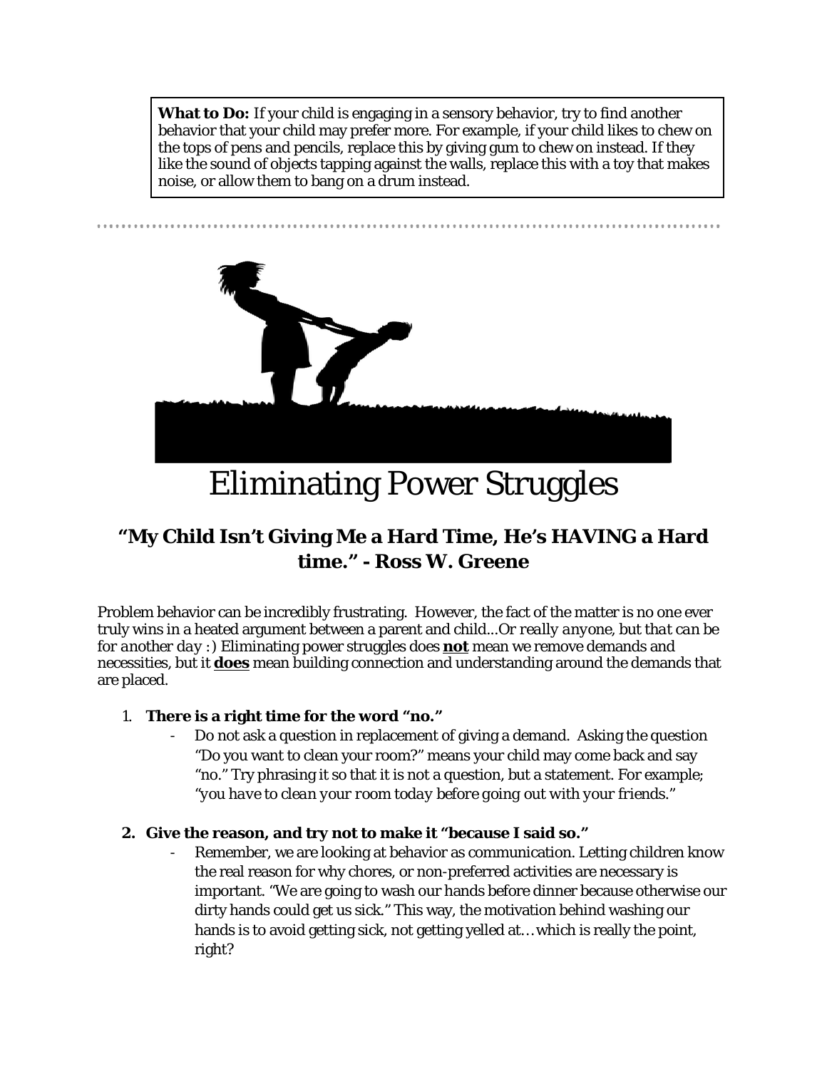**What to Do:** If your child is engaging in a sensory behavior, try to find another behavior that your child may prefer more. For example, if your child likes to chew on the tops of pens and pencils, replace this by giving gum to chew on instead. If they like the sound of objects tapping against the walls, replace this with a toy that makes noise, or allow them to bang on a drum instead.

# Eliminating Power Struggles

### "My Child Isn't Giving Me a Hard Time, He's HAVING a Hard time." - Ross W. Greene

Problem behavior can be incredibly frustrating. However, the fact of the matter is no one ever truly wins in a heated argument between a parent and child...*Or really anyone, but that can be for another day :)* Eliminating power struggles does **not** mean we remove demands and necessities, but it **does** mean building connection and understanding around the demands that are placed.

1. **There is a right time for the word "no."**
   - Do not ask a question in replacement of giving a demand. Asking the question "Do you want to clean your room?" means your child may come back and say "no." Try phrasing it so that it is not a question, but a statement. For example; "*you have to clean your room today before going out with your friends.*"

2. **Give the reason, and try not to make it "because I said so."**
   - Remember, we are looking at behavior as communication. Letting children know the real reason for why chores, or non-preferred activities are necessary is important. "We are going to wash our hands before dinner because otherwise our dirty hands could get us sick." This way, the motivation behind washing our hands is to avoid getting sick, not getting yelled at…which is really the point, right?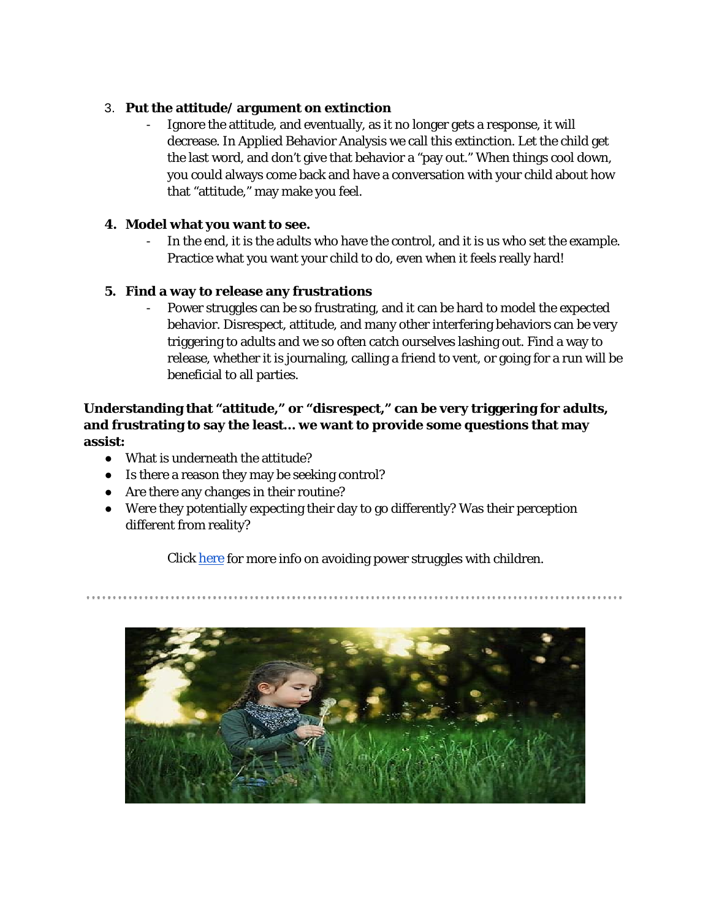3. **Put the attitude/ argument on extinction**
    - Ignore the attitude, and eventually, as it no longer gets a response, it will decrease. In Applied Behavior Analysis we call this extinction. Let the child get the last word, and don't give that behavior a "pay out." When things cool down, you could always come back and have a conversation with your child about how that "attitude," may make you feel.

4. **Model what you want to see.**
    - In the end, it is the adults who have the control, and it is us who set the example. Practice what you want your child to do, even when it feels really hard!

5. **Find a way to release any frustrations**
    - Power struggles can be so frustrating, and it can be hard to model the expected behavior. Disrespect, attitude, and many other interfering behaviors can be very triggering to adults and we so often catch ourselves lashing out. Find a way to release, whether it is journaling, calling a friend to vent, or going for a run will be beneficial to all parties.

**Understanding that "attitude," or "disrespect," can be very triggering for adults, and frustrating to say the least… we want to provide some questions that may assist:**

- What is underneath the attitude?
- Is there a reason they may be seeking control?
- Are there any changes in their routine?
- Were they potentially expecting their day to go differently? Was their perception different from reality?

Click [here] for more info on avoiding power struggles with children.

---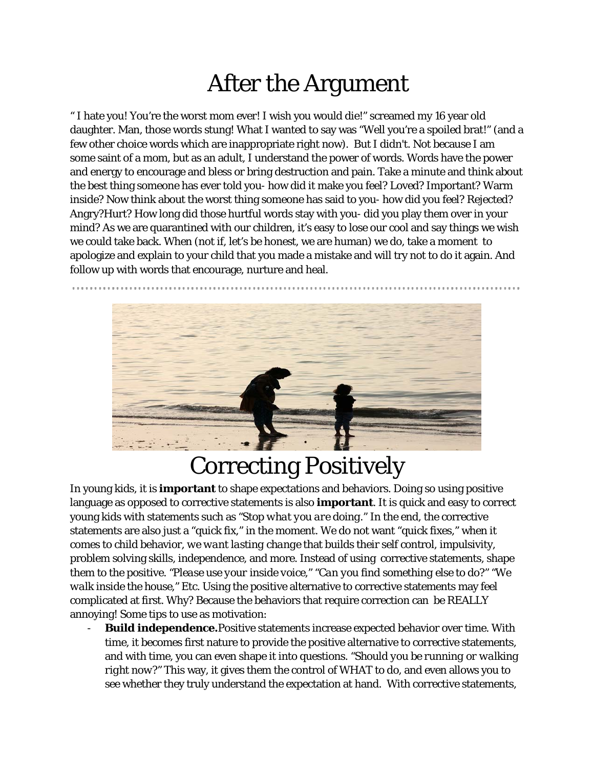# After the Argument

" I hate you! You're the worst mom ever! I wish you would die!" screamed my 16 year old daughter. Man, those words stung! What I wanted to say was "Well you're a spoiled brat!" (and a few other choice words which are inappropriate right now). But I didn't. Not because I am some saint of a mom, but as an adult, I understand the power of words. Words have the power and energy to encourage and bless or bring destruction and pain. Take a minute and think about the best thing someone has ever told you- how did it make you feel? Loved? Important? Warm inside? Now think about the worst thing someone has said to you- how did you feel? Rejected? Angry?Hurt? How long did those hurtful words stay with you- did you play them over in your mind? As we are quarantined with our children, it's easy to lose our cool and say things we wish we could take back. When (not if, let's be honest, we are human) we do, take a moment to apologize and explain to your child that you made a mistake and will try not to do it again. And follow up with words that encourage, nurture and heal.

# Correcting Positively

In young kids, it is **important** to shape expectations and behaviors. Doing so using positive language as opposed to corrective statements is also **important**. It is quick and easy to correct young kids with statements such as "Stop *what you are* doing." In the end, the corrective statements are also just a "quick fix," in the moment. We do not want "quick fixes," when it comes to child behavior, *we want lasting change* that builds their self control, impulsivity, problem solving skills, independence, and more. Instead of using corrective statements, shape them to the positive. "*Please use your inside voice,*" "*Can you find something else to do?*" "*We walk inside the house,*" Etc. Using the positive alternative to corrective statements may feel complicated at first. Why? Because the behaviors that require correction can be REALLY annoying! Some tips to use as motivation:

- **Build independence.** Positive statements increase expected behavior over time. With time, it becomes first nature to provide the positive alternative to corrective statements, and with time, you can even shape it into questions. "*Should you be running or walking right now?*" This way, it gives them the control of WHAT to do, and even allows you to see whether they truly understand the expectation at hand. With corrective statements,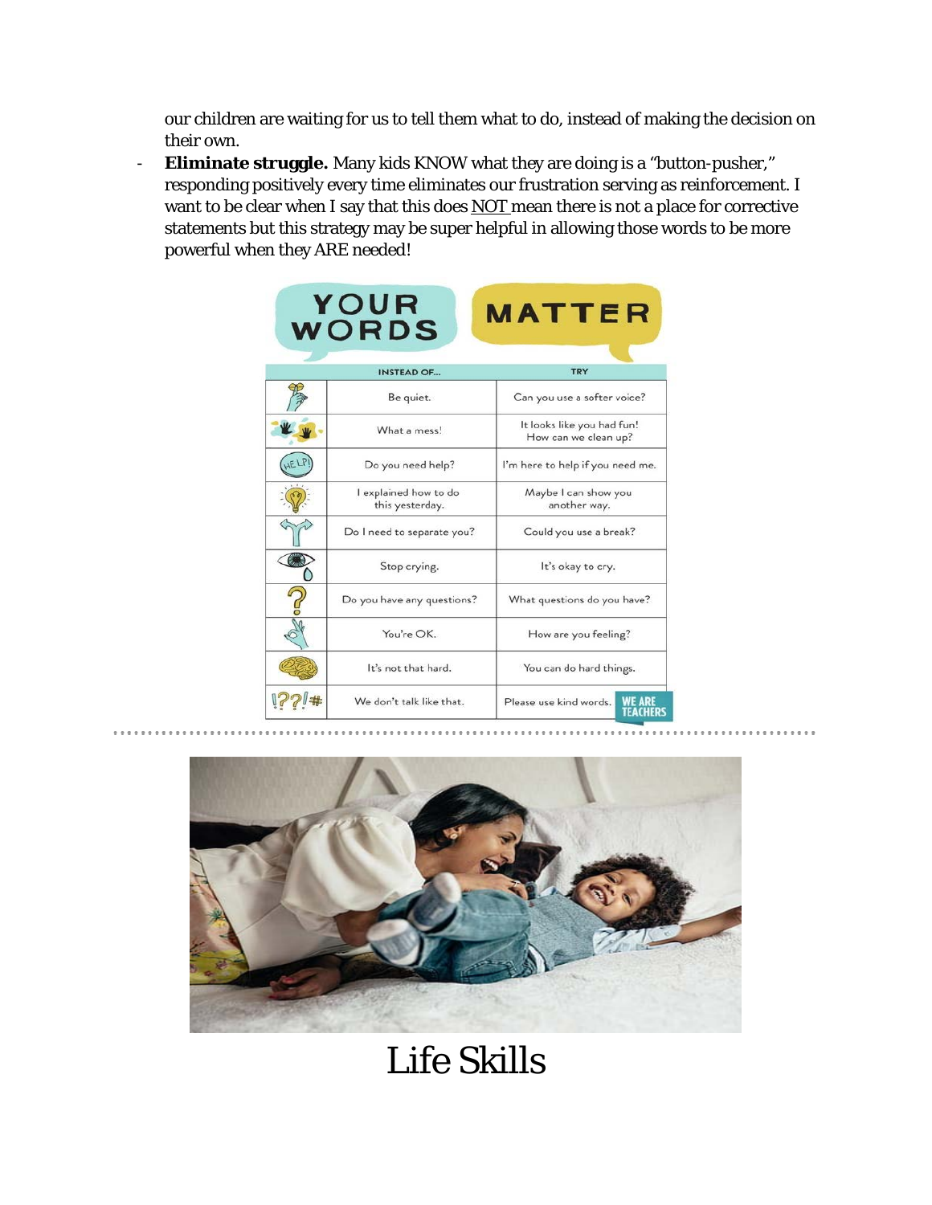our children are waiting for us to tell them what to do, instead of making the decision on their own.

- **Eliminate struggle.** Many kids KNOW what they are doing is a "button-pusher," responding positively every time eliminates our frustration serving as reinforcement. I want to be clear when I say that this does NOT mean there is not a place for corrective statements but this strategy may be super helpful in allowing those words to be more powerful when they ARE needed!

## YOUR WORDS MATTER

| | INSTEAD OF... | TRY |
|---|---|---|
| | Be quiet. | Can you use a softer voice? |
| | What a mess! | It looks like you had fun! How can we clean up? |
| HELP! | Do you need help? | I'm here to help if you need me. |
| | I explained how to do this yesterday. | Maybe I can show you another way. |
| | Do I need to separate you? | Could you use a break? |
| | Stop crying. | It's okay to cry. |
| ? | Do you have any questions? | What questions do you have? |
| | You're OK. | How are you feeling? |
| | It's not that hard. | You can do hard things. |
| !??!# | We don't talk like that. | Please use kind words. |

WE ARE TEACHERS

# Life Skills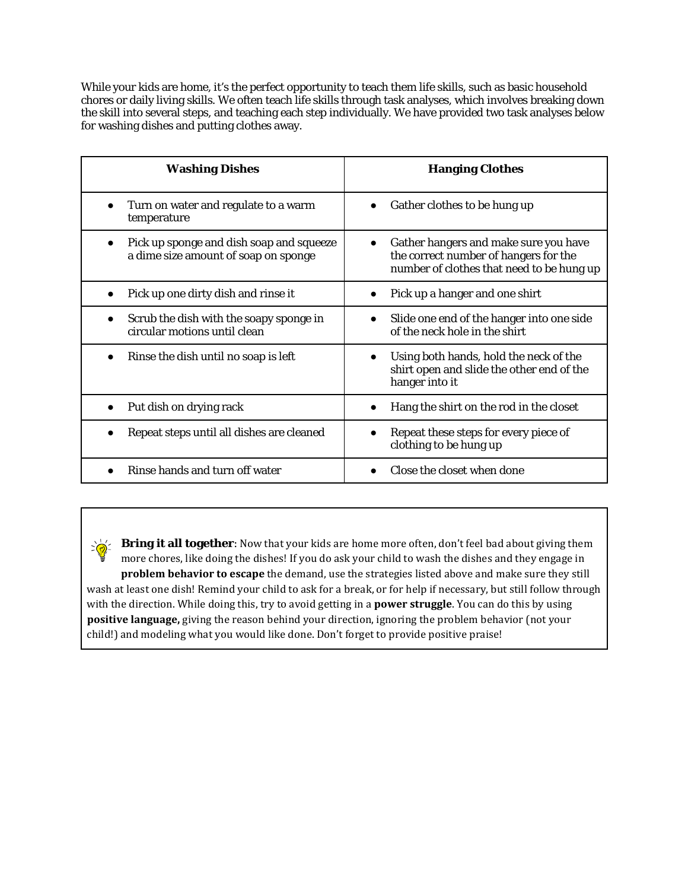While your kids are home, it's the perfect opportunity to teach them life skills, such as basic household chores or daily living skills. We often teach life skills through task analyses, which involves breaking down the skill into several steps, and teaching each step individually. We have provided two task analyses below for washing dishes and putting clothes away.

| Washing Dishes | Hanging Clothes |
|---|---|
| • Turn on water and regulate to a warm temperature | • Gather clothes to be hung up |
| • Pick up sponge and dish soap and squeeze a dime size amount of soap on sponge | • Gather hangers and make sure you have the correct number of hangers for the number of clothes that need to be hung up |
| • Pick up one dirty dish and rinse it | • Pick up a hanger and one shirt |
| • Scrub the dish with the soapy sponge in circular motions until clean | • Slide one end of the hanger into one side of the neck hole in the shirt |
| • Rinse the dish until no soap is left | • Using both hands, hold the neck of the shirt open and slide the other end of the hanger into it |
| • Put dish on drying rack | • Hang the shirt on the rod in the closet |
| • Repeat steps until all dishes are cleaned | • Repeat these steps for every piece of clothing to be hung up |
| • Rinse hands and turn off water | • Close the closet when done |

**Bring it all together**: Now that your kids are home more often, don't feel bad about giving them more chores, like doing the dishes! If you do ask your child to wash the dishes and they engage in **problem behavior to escape** the demand, use the strategies listed above and make sure they still wash at least one dish! Remind your child to ask for a break, or for help if necessary, but still follow through with the direction. While doing this, try to avoid getting in a **power struggle**. You can do this by using **positive language,** giving the reason behind your direction, ignoring the problem behavior (not your child!) and modeling what you would like done. Don't forget to provide positive praise!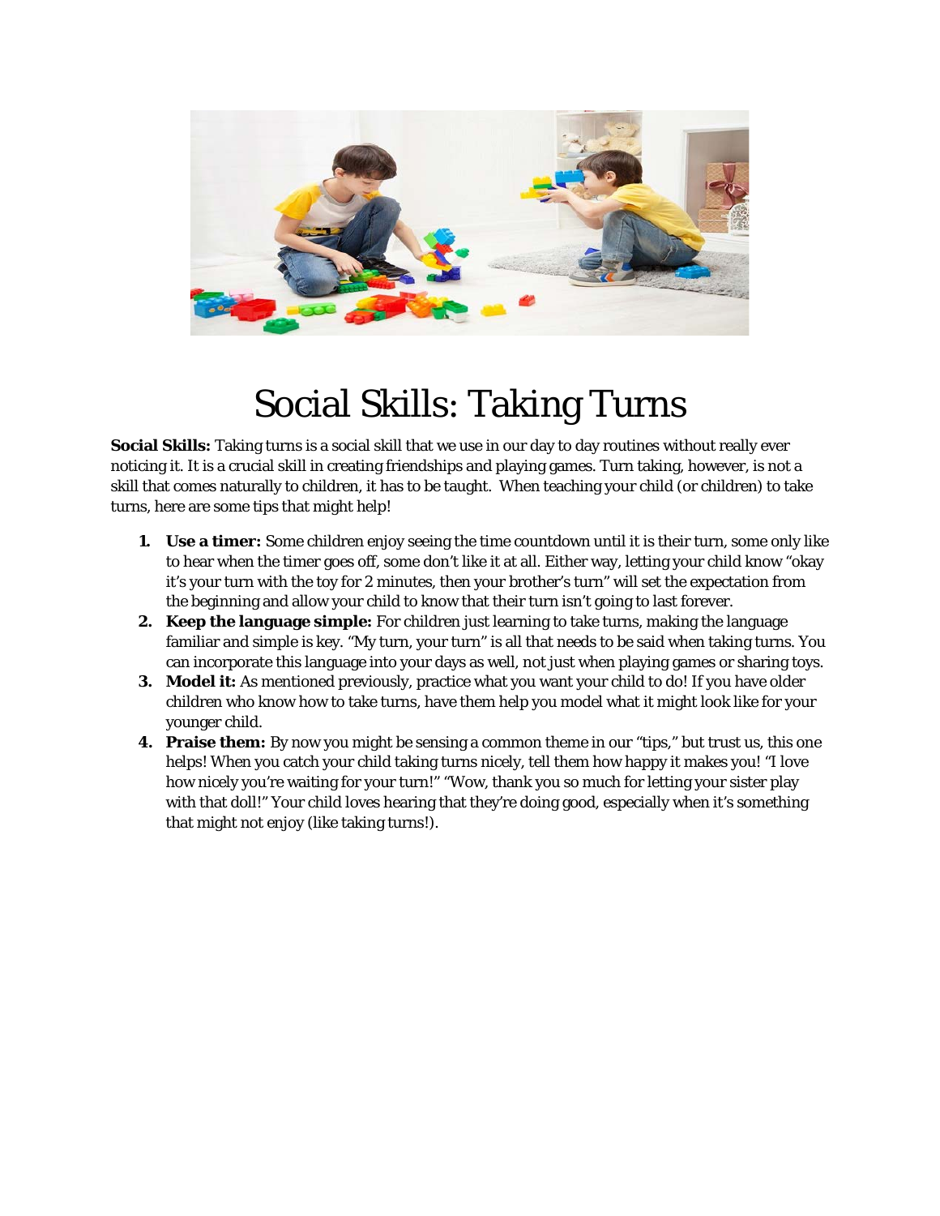# Social Skills: Taking Turns

**Social Skills:** Taking turns is a social skill that we use in our day to day routines without really ever noticing it. It is a crucial skill in creating friendships and playing games. Turn taking, however, is not a skill that comes naturally to children, it has to be taught. When teaching your child (or children) to take turns, here are some tips that might help!

1. **Use a timer:** Some children enjoy seeing the time countdown until it is their turn, some only like to hear when the timer goes off, some don't like it at all. Either way, letting your child know "okay it's your turn with the toy for 2 minutes, then your brother's turn" will set the expectation from the beginning and allow your child to know that their turn isn't going to last forever.
2. **Keep the language simple:** For children just learning to take turns, making the language familiar and simple is key. "My turn, your turn" is all that needs to be said when taking turns. You can incorporate this language into your days as well, not just when playing games or sharing toys.
3. **Model it:** As mentioned previously, practice what you want your child to do! If you have older children who know how to take turns, have them help you model what it might look like for your younger child.
4. **Praise them:** By now you might be sensing a common theme in our "tips," but trust us, this one helps! When you catch your child taking turns nicely, tell them how happy it makes you! "I love how nicely you're waiting for your turn!" "Wow, thank you so much for letting your sister play with that doll!" Your child loves hearing that they're doing good, especially when it's something that might not enjoy (like taking turns!).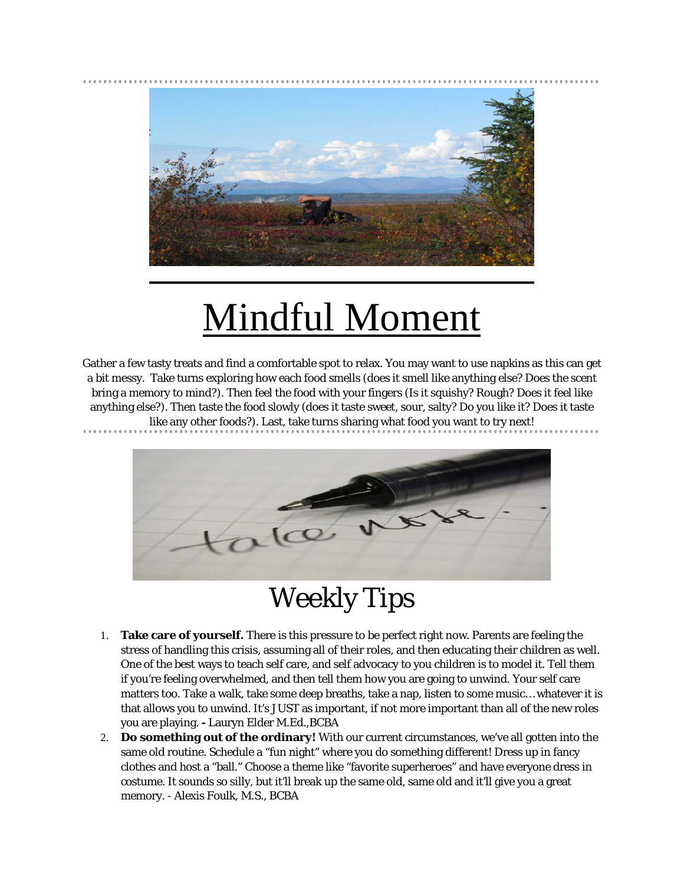# Mindful Moment

Gather a few tasty treats and find a comfortable spot to relax. You may want to use napkins as this can get a bit messy. Take turns exploring how each food smells (does it smell like anything else? Does the scent bring a memory to mind?). Then feel the food with your fingers (Is it squishy? Rough? Does it feel like anything else?). Then taste the food slowly (does it taste sweet, sour, salty? Do you like it? Does it taste like any other foods?). Last, take turns sharing what food you want to try next!

## Weekly Tips

1. **Take care of yourself.** There is this pressure to be perfect right now. Parents are feeling the stress of handling this crisis, assuming all of their roles, and then educating their children as well. One of the best ways to teach self care, and self advocacy to you children is to model it. Tell them if you're feeling overwhelmed, and then tell them how you are going to unwind. Your self care matters too. Take a walk, take some deep breaths, take a nap, listen to some music…whatever it is that allows you to unwind. It's JUST as important, if not more important than all of the new roles you are playing. **-** Lauryn Elder M.Ed.,BCBA
2. **Do something out of the ordinary!** With our current circumstances, we've all gotten into the same old routine. Schedule a "fun night" where you do something different! Dress up in fancy clothes and host a "ball." Choose a theme like "favorite superheroes" and have everyone dress in costume. It sounds so silly, but it'll break up the same old, same old and it'll give you a great memory. - Alexis Foulk, M.S., BCBA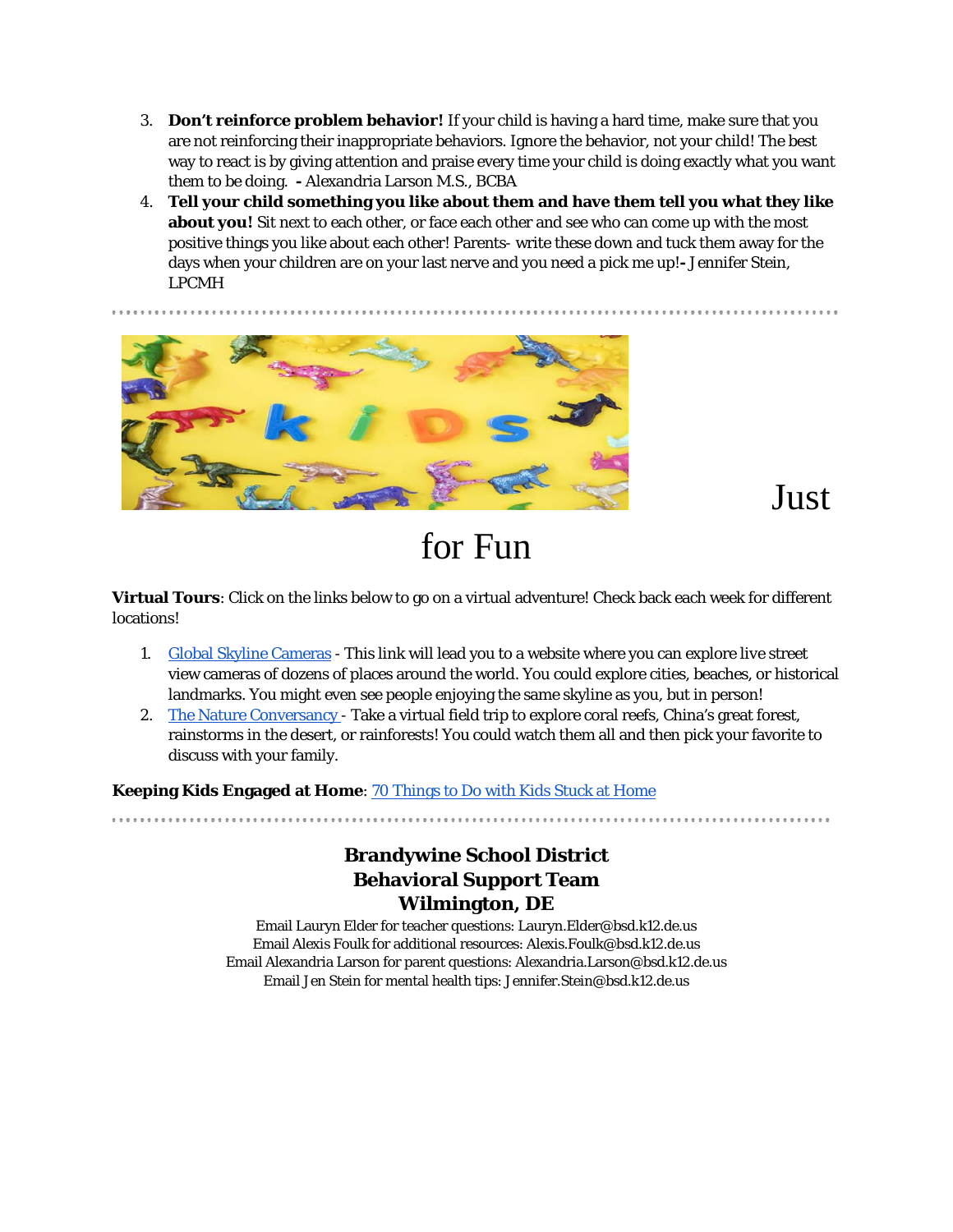3. **Don't reinforce problem behavior!** If your child is having a hard time, make sure that you are not reinforcing their inappropriate behaviors. Ignore the behavior, not your child! The best way to react is by giving attention and praise every time your child is doing exactly what you want them to be doing. **-** Alexandria Larson M.S., BCBA
4. **Tell your child something you like about them and have them tell you what they like about you!** Sit next to each other, or face each other and see who can come up with the most positive things you like about each other! Parents- write these down and tuck them away for the days when your children are on your last nerve and you need a pick me up!**-** Jennifer Stein, LPCMH

## Just for Fun

**Virtual Tours**: Click on the links below to go on a virtual adventure! Check back each week for different locations!

1. Global Skyline Cameras - This link will lead you to a website where you can explore live street view cameras of dozens of places around the world. You could explore cities, beaches, or historical landmarks. You might even see people enjoying the same skyline as you, but in person!
2. The Nature Conversancy - Take a virtual field trip to explore coral reefs, China's great forest, rainstorms in the desert, or rainforests! You could watch them all and then pick your favorite to discuss with your family.

**Keeping Kids Engaged at Home**: 70 Things to Do with Kids Stuck at Home

**Brandywine School District**
**Behavioral Support Team**
**Wilmington, DE**

Email Lauryn Elder for teacher questions: Lauryn.Elder@bsd.k12.de.us
Email Alexis Foulk for additional resources: Alexis.Foulk@bsd.k12.de.us
Email Alexandria Larson for parent questions: Alexandria.Larson@bsd.k12.de.us
Email Jen Stein for mental health tips: Jennifer.Stein@bsd.k12.de.us